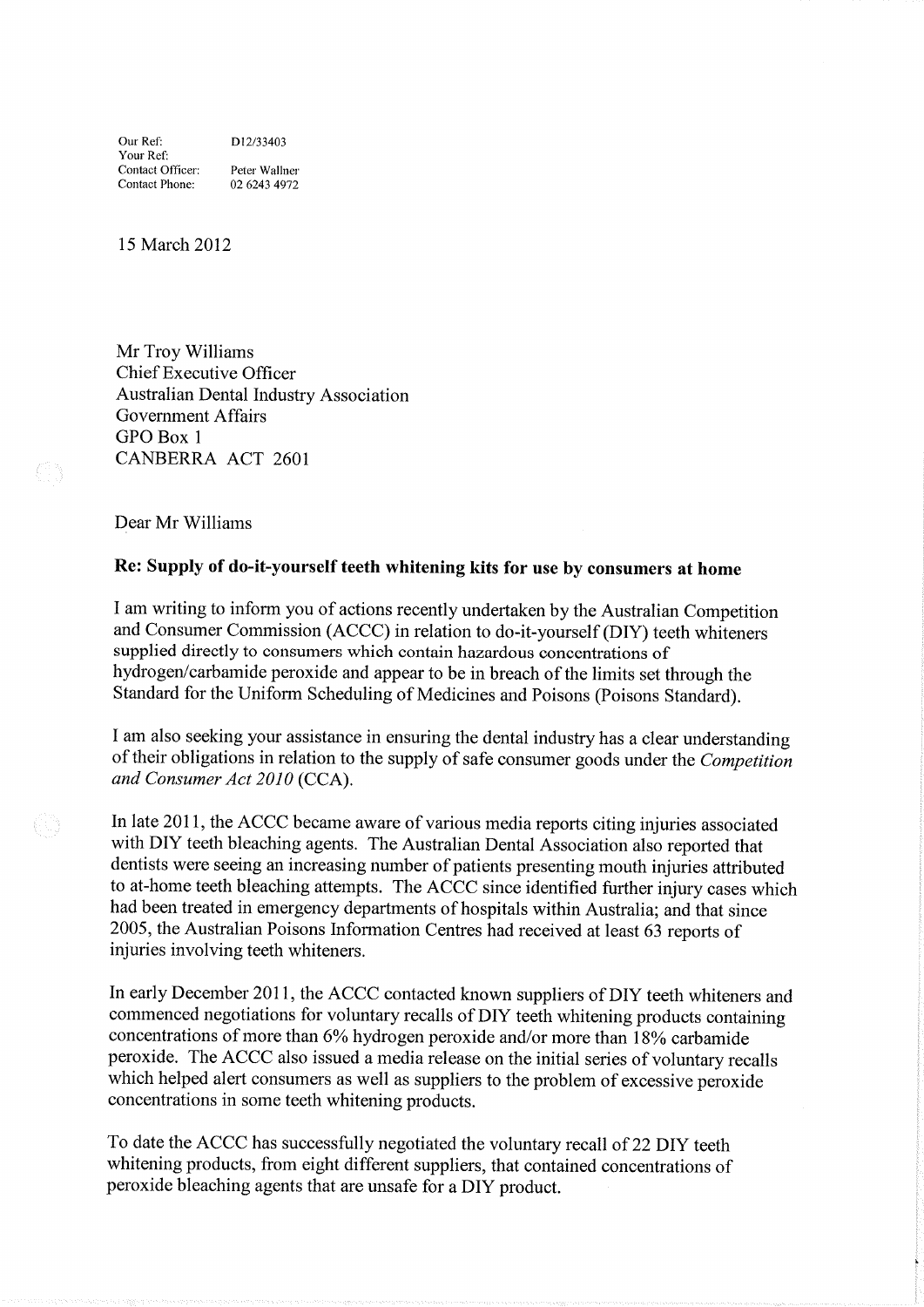| | |
|---|---|
| Our Ref: | D12/33403 |
| Your Ref: | |
| Contact Officer: | Peter Wallner |
| Contact Phone: | 02 6243 4972 |

15 March 2012

Mr Troy Williams
Chief Executive Officer
Australian Dental Industry Association
Government Affairs
GPO Box 1
CANBERRA ACT 2601

Dear Mr Williams

**Re: Supply of do-it-yourself teeth whitening kits for use by consumers at home**

I am writing to inform you of actions recently undertaken by the Australian Competition and Consumer Commission (ACCC) in relation to do-it-yourself (DIY) teeth whiteners supplied directly to consumers which contain hazardous concentrations of hydrogen/carbamide peroxide and appear to be in breach of the limits set through the Standard for the Uniform Scheduling of Medicines and Poisons (Poisons Standard).

I am also seeking your assistance in ensuring the dental industry has a clear understanding of their obligations in relation to the supply of safe consumer goods under the *Competition and Consumer Act 2010* (CCA).

In late 2011, the ACCC became aware of various media reports citing injuries associated with DIY teeth bleaching agents. The Australian Dental Association also reported that dentists were seeing an increasing number of patients presenting mouth injuries attributed to at-home teeth bleaching attempts. The ACCC since identified further injury cases which had been treated in emergency departments of hospitals within Australia; and that since 2005, the Australian Poisons Information Centres had received at least 63 reports of injuries involving teeth whiteners.

In early December 2011, the ACCC contacted known suppliers of DIY teeth whiteners and commenced negotiations for voluntary recalls of DIY teeth whitening products containing concentrations of more than 6% hydrogen peroxide and/or more than 18% carbamide peroxide. The ACCC also issued a media release on the initial series of voluntary recalls which helped alert consumers as well as suppliers to the problem of excessive peroxide concentrations in some teeth whitening products.

To date the ACCC has successfully negotiated the voluntary recall of 22 DIY teeth whitening products, from eight different suppliers, that contained concentrations of peroxide bleaching agents that are unsafe for a DIY product.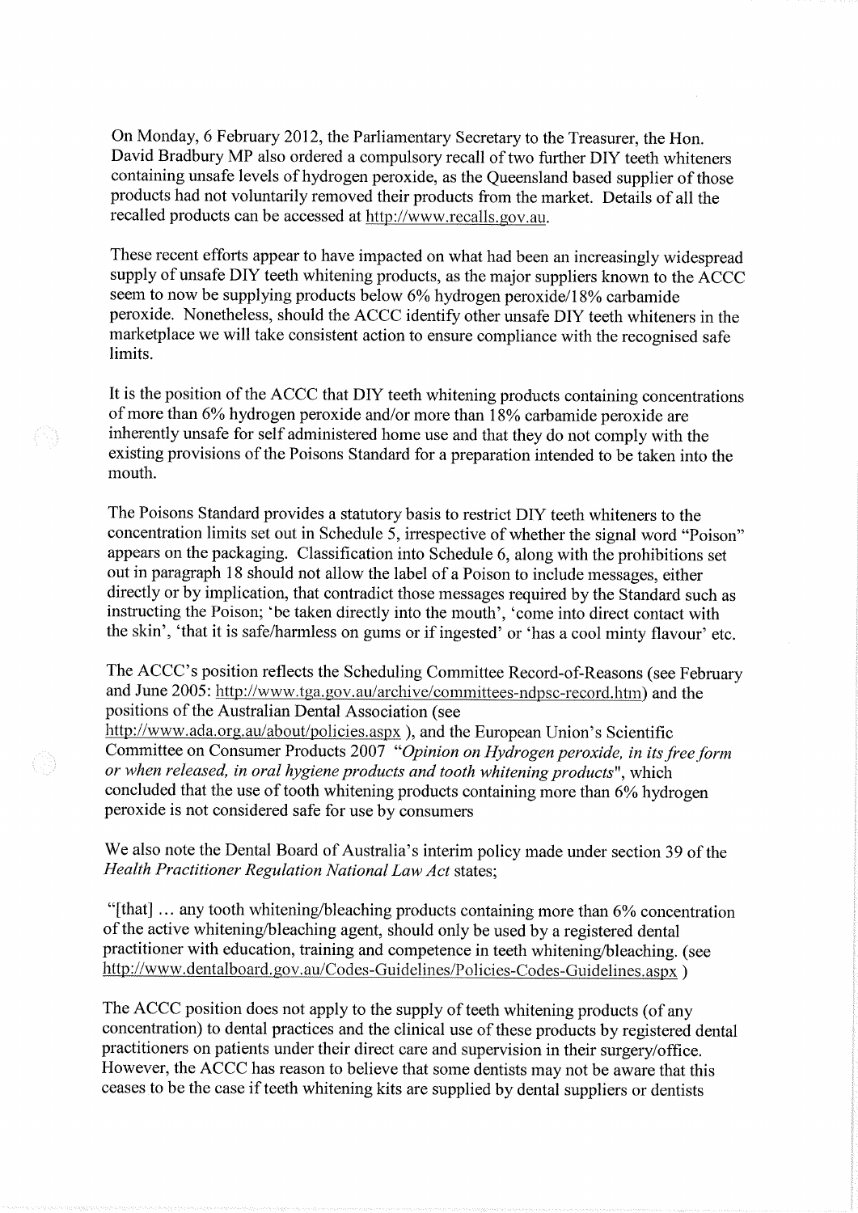On Monday, 6 February 2012, the Parliamentary Secretary to the Treasurer, the Hon. David Bradbury MP also ordered a compulsory recall of two further DIY teeth whiteners containing unsafe levels of hydrogen peroxide, as the Queensland based supplier of those products had not voluntarily removed their products from the market. Details of all the recalled products can be accessed at http://www.recalls.gov.au.

These recent efforts appear to have impacted on what had been an increasingly widespread supply of unsafe DIY teeth whitening products, as the major suppliers known to the ACCC seem to now be supplying products below 6% hydrogen peroxide/18% carbamide peroxide. Nonetheless, should the ACCC identify other unsafe DIY teeth whiteners in the marketplace we will take consistent action to ensure compliance with the recognised safe limits.

It is the position of the ACCC that DIY teeth whitening products containing concentrations of more than 6% hydrogen peroxide and/or more than 18% carbamide peroxide are inherently unsafe for self administered home use and that they do not comply with the existing provisions of the Poisons Standard for a preparation intended to be taken into the mouth.

The Poisons Standard provides a statutory basis to restrict DIY teeth whiteners to the concentration limits set out in Schedule 5, irrespective of whether the signal word "Poison" appears on the packaging. Classification into Schedule 6, along with the prohibitions set out in paragraph 18 should not allow the label of a Poison to include messages, either directly or by implication, that contradict those messages required by the Standard such as instructing the Poison; 'be taken directly into the mouth', 'come into direct contact with the skin', 'that it is safe/harmless on gums or if ingested' or 'has a cool minty flavour' etc.

The ACCC's position reflects the Scheduling Committee Record-of-Reasons (see February and June 2005: http://www.tga.gov.au/archive/committees-ndpsc-record.htm) and the positions of the Australian Dental Association (see http://www.ada.org.au/about/policies.aspx ), and the European Union's Scientific Committee on Consumer Products 2007 *"Opinion on Hydrogen peroxide, in its free form or when released, in oral hygiene products and tooth whitening products"*, which concluded that the use of tooth whitening products containing more than 6% hydrogen peroxide is not considered safe for use by consumers

We also note the Dental Board of Australia's interim policy made under section 39 of the *Health Practitioner Regulation National Law Act* states;

"[that] … any tooth whitening/bleaching products containing more than 6% concentration of the active whitening/bleaching agent, should only be used by a registered dental practitioner with education, training and competence in teeth whitening/bleaching. (see http://www.dentalboard.gov.au/Codes-Guidelines/Policies-Codes-Guidelines.aspx )

The ACCC position does not apply to the supply of teeth whitening products (of any concentration) to dental practices and the clinical use of these products by registered dental practitioners on patients under their direct care and supervision in their surgery/office. However, the ACCC has reason to believe that some dentists may not be aware that this ceases to be the case if teeth whitening kits are supplied by dental suppliers or dentists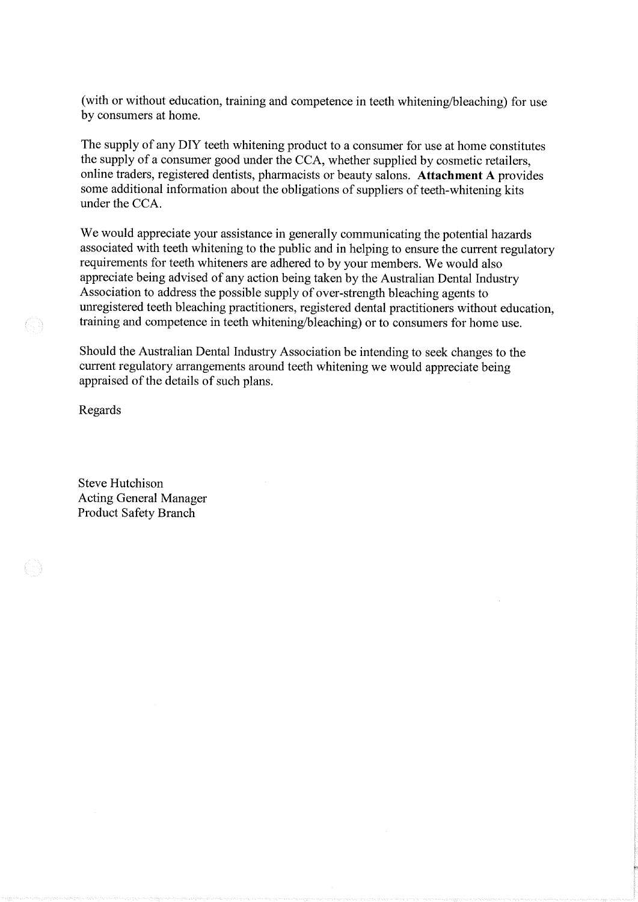(with or without education, training and competence in teeth whitening/bleaching) for use by consumers at home.

The supply of any DIY teeth whitening product to a consumer for use at home constitutes the supply of a consumer good under the CCA, whether supplied by cosmetic retailers, online traders, registered dentists, pharmacists or beauty salons. **Attachment A** provides some additional information about the obligations of suppliers of teeth-whitening kits under the CCA.

We would appreciate your assistance in generally communicating the potential hazards associated with teeth whitening to the public and in helping to ensure the current regulatory requirements for teeth whiteners are adhered to by your members. We would also appreciate being advised of any action being taken by the Australian Dental Industry Association to address the possible supply of over-strength bleaching agents to unregistered teeth bleaching practitioners, registered dental practitioners without education, training and competence in teeth whitening/bleaching) or to consumers for home use.

Should the Australian Dental Industry Association be intending to seek changes to the current regulatory arrangements around teeth whitening we would appreciate being appraised of the details of such plans.

Regards

Steve Hutchison
Acting General Manager
Product Safety Branch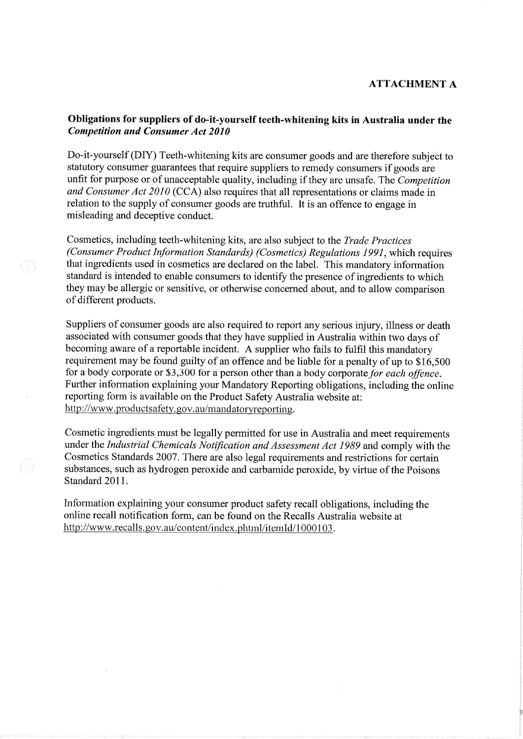**ATTACHMENT A**

## Obligations for suppliers of do-it-yourself teeth-whitening kits in Australia under the *Competition and Consumer Act 2010*

Do-it-yourself (DIY) Teeth-whitening kits are consumer goods and are therefore subject to statutory consumer guarantees that require suppliers to remedy consumers if goods are unfit for purpose or of unacceptable quality, including if they are unsafe. The *Competition and Consumer Act 2010* (CCA) also requires that all representations or claims made in relation to the supply of consumer goods are truthful. It is an offence to engage in misleading and deceptive conduct.

Cosmetics, including teeth-whitening kits, are also subject to the *Trade Practices (Consumer Product Information Standards) (Cosmetics) Regulations 1991*, which requires that ingredients used in cosmetics are declared on the label. This mandatory information standard is intended to enable consumers to identify the presence of ingredients to which they may be allergic or sensitive, or otherwise concerned about, and to allow comparison of different products.

Suppliers of consumer goods are also required to report any serious injury, illness or death associated with consumer goods that they have supplied in Australia within two days of becoming aware of a reportable incident. A supplier who fails to fulfil this mandatory requirement may be found guilty of an offence and be liable for a penalty of up to $16,500 for a body corporate or $3,300 for a person other than a body corporate *for each offence*. Further information explaining your Mandatory Reporting obligations, including the online reporting form is available on the Product Safety Australia website at: http://www.productsafety.gov.au/mandatoryreporting.

Cosmetic ingredients must be legally permitted for use in Australia and meet requirements under the *Industrial Chemicals Notification and Assessment Act 1989* and comply with the Cosmetics Standards 2007. There are also legal requirements and restrictions for certain substances, such as hydrogen peroxide and carbamide peroxide, by virtue of the Poisons Standard 2011.

Information explaining your consumer product safety recall obligations, including the online recall notification form, can be found on the Recalls Australia website at http://www.recalls.gov.au/content/index.phtml/itemId/1000103.